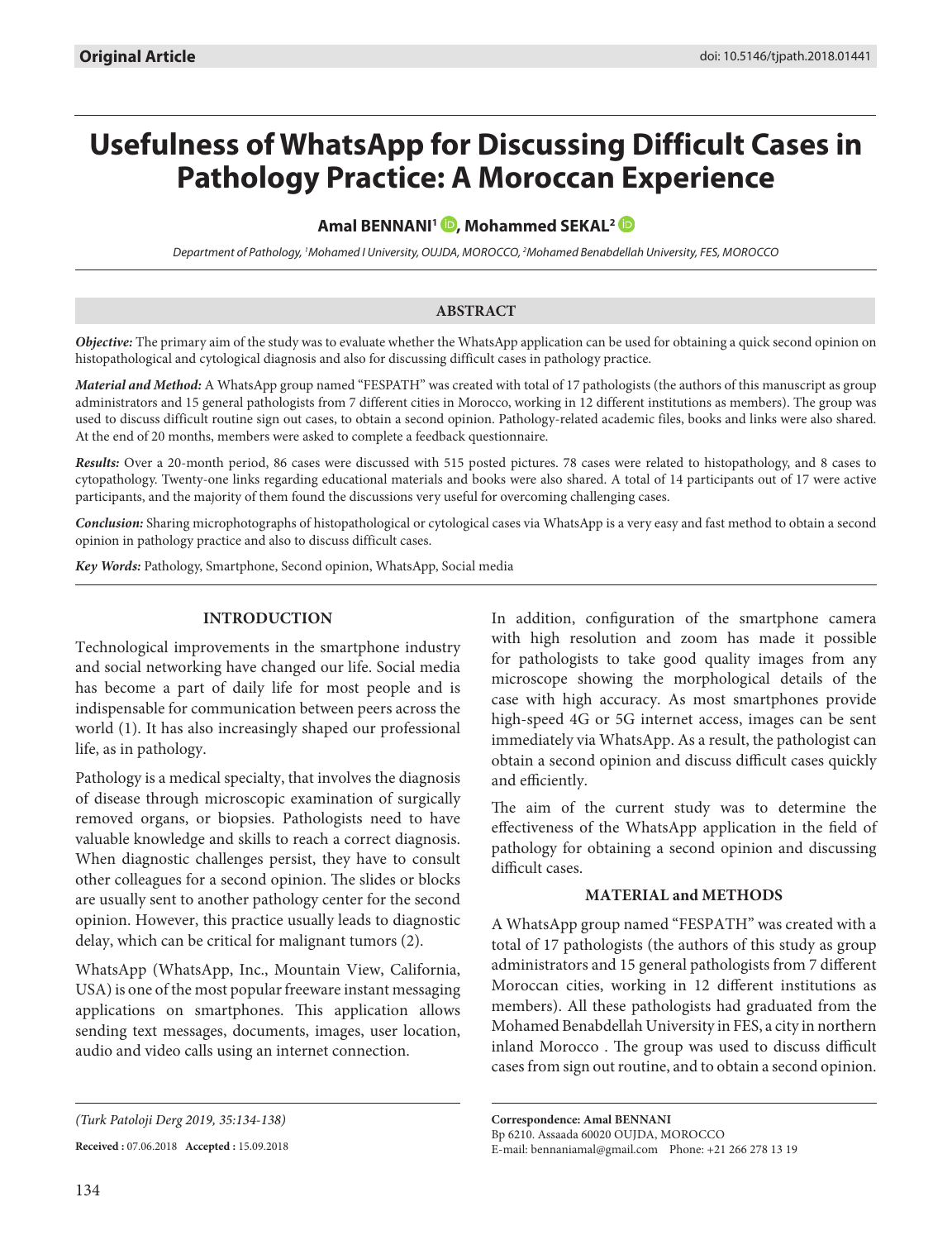Original Article

doi: 10.5146/tjpath.2018.01441

# Usefulness of WhatsApp for Discussing Difficult Cases in Pathology Practice: A Moroccan Experience

**Amal BENNANI[1], Mohammed SEKAL[2]**

*Department of Pathology, [1]Mohamed I University, OUJDA, MOROCCO, [2]Mohamed Benabdellah University, FES, MOROCCO*

## ABSTRACT

***Objective:*** The primary aim of the study was to evaluate whether the WhatsApp application can be used for obtaining a quick second opinion on histopathological and cytological diagnosis and also for discussing difficult cases in pathology practice.

***Material and Method:*** A WhatsApp group named "FESPATH" was created with total of 17 pathologists (the authors of this manuscript as group administrators and 15 general pathologists from 7 different cities in Morocco, working in 12 different institutions as members). The group was used to discuss difficult routine sign out cases, to obtain a second opinion. Pathology-related academic files, books and links were also shared. At the end of 20 months, members were asked to complete a feedback questionnaire.

***Results:*** Over a 20-month period, 86 cases were discussed with 515 posted pictures. 78 cases were related to histopathology, and 8 cases to cytopathology. Twenty-one links regarding educational materials and books were also shared. A total of 14 participants out of 17 were active participants, and the majority of them found the discussions very useful for overcoming challenging cases.

***Conclusion:*** Sharing microphotographs of histopathological or cytological cases via WhatsApp is a very easy and fast method to obtain a second opinion in pathology practice and also to discuss difficult cases.

***Key Words:*** Pathology, Smartphone, Second opinion, WhatsApp, Social media

## INTRODUCTION

Technological improvements in the smartphone industry and social networking have changed our life. Social media has become a part of daily life for most people and is indispensable for communication between peers across the world (1). It has also increasingly shaped our professional life, as in pathology.

Pathology is a medical specialty, that involves the diagnosis of disease through microscopic examination of surgically removed organs, or biopsies. Pathologists need to have valuable knowledge and skills to reach a correct diagnosis. When diagnostic challenges persist, they have to consult other colleagues for a second opinion. The slides or blocks are usually sent to another pathology center for the second opinion. However, this practice usually leads to diagnostic delay, which can be critical for malignant tumors (2).

WhatsApp (WhatsApp, Inc., Mountain View, California, USA) is one of the most popular freeware instant messaging applications on smartphones. This application allows sending text messages, documents, images, user location, audio and video calls using an internet connection.

In addition, configuration of the smartphone camera with high resolution and zoom has made it possible for pathologists to take good quality images from any microscope showing the morphological details of the case with high accuracy. As most smartphones provide high-speed 4G or 5G internet access, images can be sent immediately via WhatsApp. As a result, the pathologist can obtain a second opinion and discuss difficult cases quickly and efficiently.

The aim of the current study was to determine the effectiveness of the WhatsApp application in the field of pathology for obtaining a second opinion and discussing difficult cases.

## MATERIAL and METHODS

A WhatsApp group named "FESPATH" was created with a total of 17 pathologists (the authors of this study as group administrators and 15 general pathologists from 7 different Moroccan cities, working in 12 different institutions as members). All these pathologists had graduated from the Mohamed Benabdellah University in FES, a city in northern inland Morocco . The group was used to discuss difficult cases from sign out routine, and to obtain a second opinion.

(Turk Patoloji Derg 2019, 35:134-138)

**Received :** 07.06.2018 **Accepted :** 15.09.2018

**Correspondence: Amal BENNANI**
Bp 6210. Assaada 60020 OUJDA, MOROCCO
E-mail: bennaniamal@gmail.com Phone: +21 266 278 13 19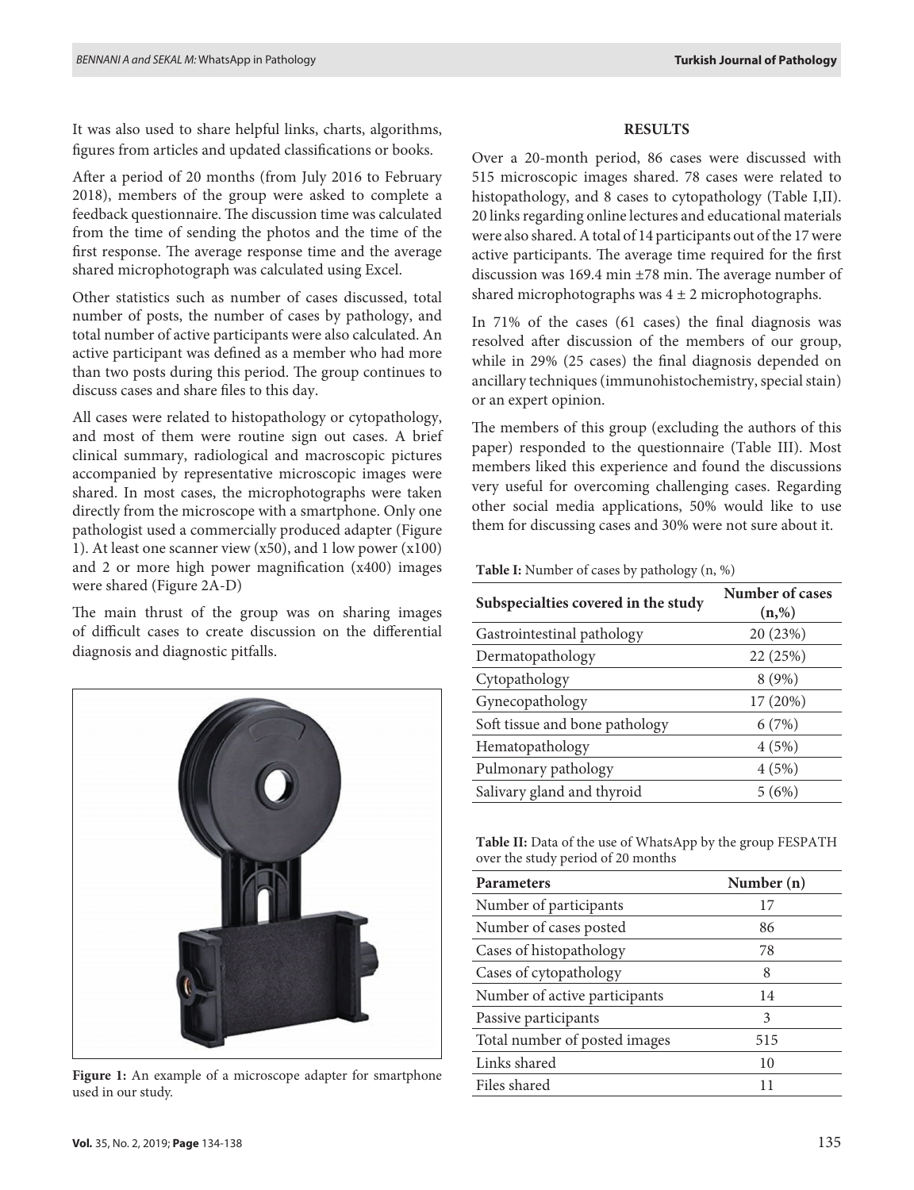It was also used to share helpful links, charts, algorithms, figures from articles and updated classifications or books.

After a period of 20 months (from July 2016 to February 2018), members of the group were asked to complete a feedback questionnaire. The discussion time was calculated from the time of sending the photos and the time of the first response. The average response time and the average shared microphotograph was calculated using Excel.

Other statistics such as number of cases discussed, total number of posts, the number of cases by pathology, and total number of active participants were also calculated. An active participant was defined as a member who had more than two posts during this period. The group continues to discuss cases and share files to this day.

All cases were related to histopathology or cytopathology, and most of them were routine sign out cases. A brief clinical summary, radiological and macroscopic pictures accompanied by representative microscopic images were shared. In most cases, the microphotographs were taken directly from the microscope with a smartphone. Only one pathologist used a commercially produced adapter (Figure 1). At least one scanner view (x50), and 1 low power (x100) and 2 or more high power magnification (x400) images were shared (Figure 2A-D)

The main thrust of the group was on sharing images of difficult cases to create discussion on the differential diagnosis and diagnostic pitfalls.

**Figure 1:** An example of a microscope adapter for smartphone used in our study.

## RESULTS

Over a 20-month period, 86 cases were discussed with 515 microscopic images shared. 78 cases were related to histopathology, and 8 cases to cytopathology (Table I,II). 20 links regarding online lectures and educational materials were also shared. A total of 14 participants out of the 17 were active participants. The average time required for the first discussion was 169.4 min ±78 min. The average number of shared microphotographs was 4 ± 2 microphotographs.

In 71% of the cases (61 cases) the final diagnosis was resolved after discussion of the members of our group, while in 29% (25 cases) the final diagnosis depended on ancillary techniques (immunohistochemistry, special stain) or an expert opinion.

The members of this group (excluding the authors of this paper) responded to the questionnaire (Table III). Most members liked this experience and found the discussions very useful for overcoming challenging cases. Regarding other social media applications, 50% would like to use them for discussing cases and 30% were not sure about it.

**Table I:** Number of cases by pathology (n, %)

| Subspecialties covered in the study | Number of cases (n,%) |
|---|---|
| Gastrointestinal pathology | 20 (23%) |
| Dermatopathology | 22 (25%) |
| Cytopathology | 8 (9%) |
| Gynecopathology | 17 (20%) |
| Soft tissue and bone pathology | 6 (7%) |
| Hematopathology | 4 (5%) |
| Pulmonary pathology | 4 (5%) |
| Salivary gland and thyroid | 5 (6%) |

**Table II:** Data of the use of WhatsApp by the group FESPATH over the study period of 20 months

| Parameters | Number (n) |
|---|---|
| Number of participants | 17 |
| Number of cases posted | 86 |
| Cases of histopathology | 78 |
| Cases of cytopathology | 8 |
| Number of active participants | 14 |
| Passive participants | 3 |
| Total number of posted images | 515 |
| Links shared | 10 |
| Files shared | 11 |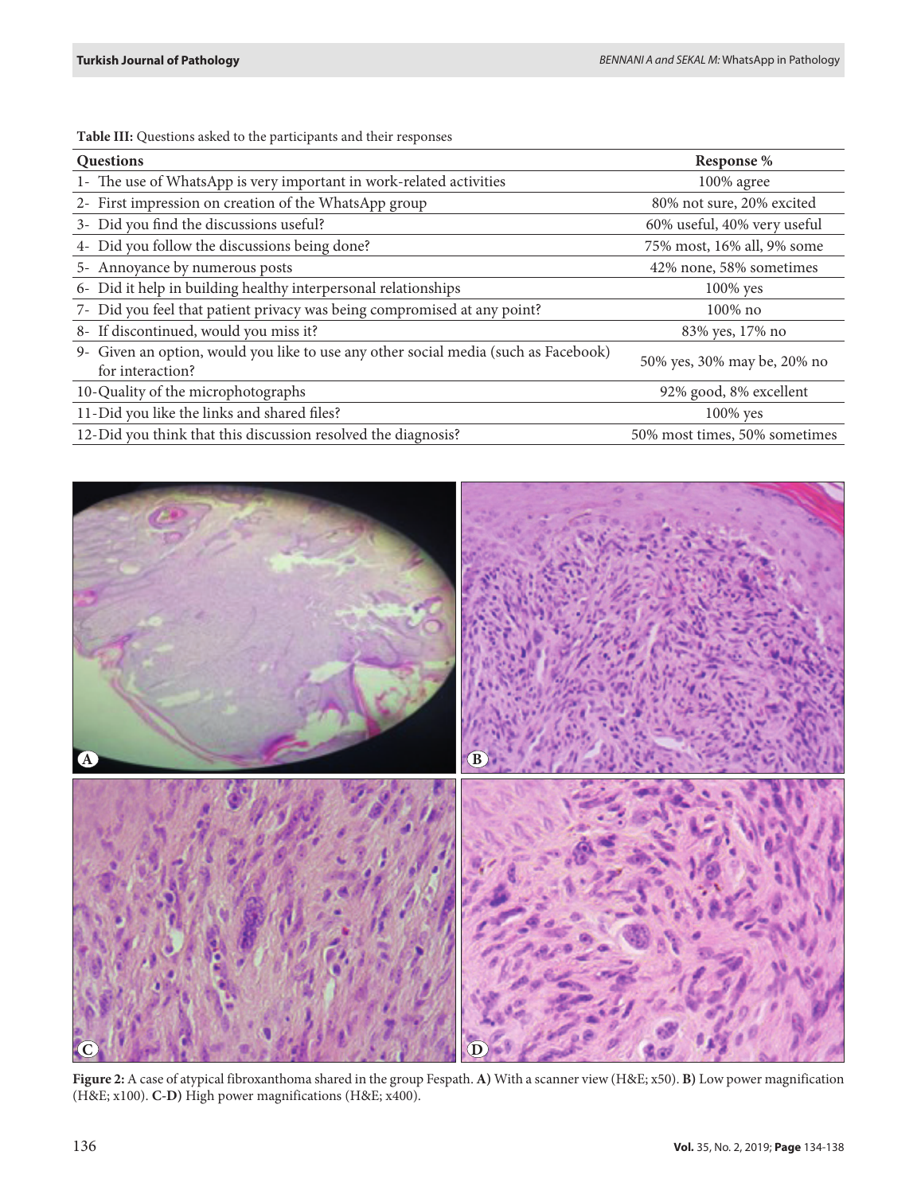**Table III:** Questions asked to the participants and their responses

| Questions | Response % |
|---|---|
| 1- The use of WhatsApp is very important in work-related activities | 100% agree |
| 2- First impression on creation of the WhatsApp group | 80% not sure, 20% excited |
| 3- Did you find the discussions useful? | 60% useful, 40% very useful |
| 4- Did you follow the discussions being done? | 75% most, 16% all, 9% some |
| 5- Annoyance by numerous posts | 42% none, 58% sometimes |
| 6- Did it help in building healthy interpersonal relationships | 100% yes |
| 7- Did you feel that patient privacy was being compromised at any point? | 100% no |
| 8- If discontinued, would you miss it? | 83% yes, 17% no |
| 9- Given an option, would you like to use any other social media (such as Facebook) for interaction? | 50% yes, 30% may be, 20% no |
| 10-Quality of the microphotographs | 92% good, 8% excellent |
| 11-Did you like the links and shared files? | 100% yes |
| 12-Did you think that this discussion resolved the diagnosis? | 50% most times, 50% sometimes |

**Figure 2:** A case of atypical fibroxanthoma shared in the group Fespath. **A)** With a scanner view (H&E; x50). **B)** Low power magnification (H&E; x100). **C-D)** High power magnifications (H&E; x400).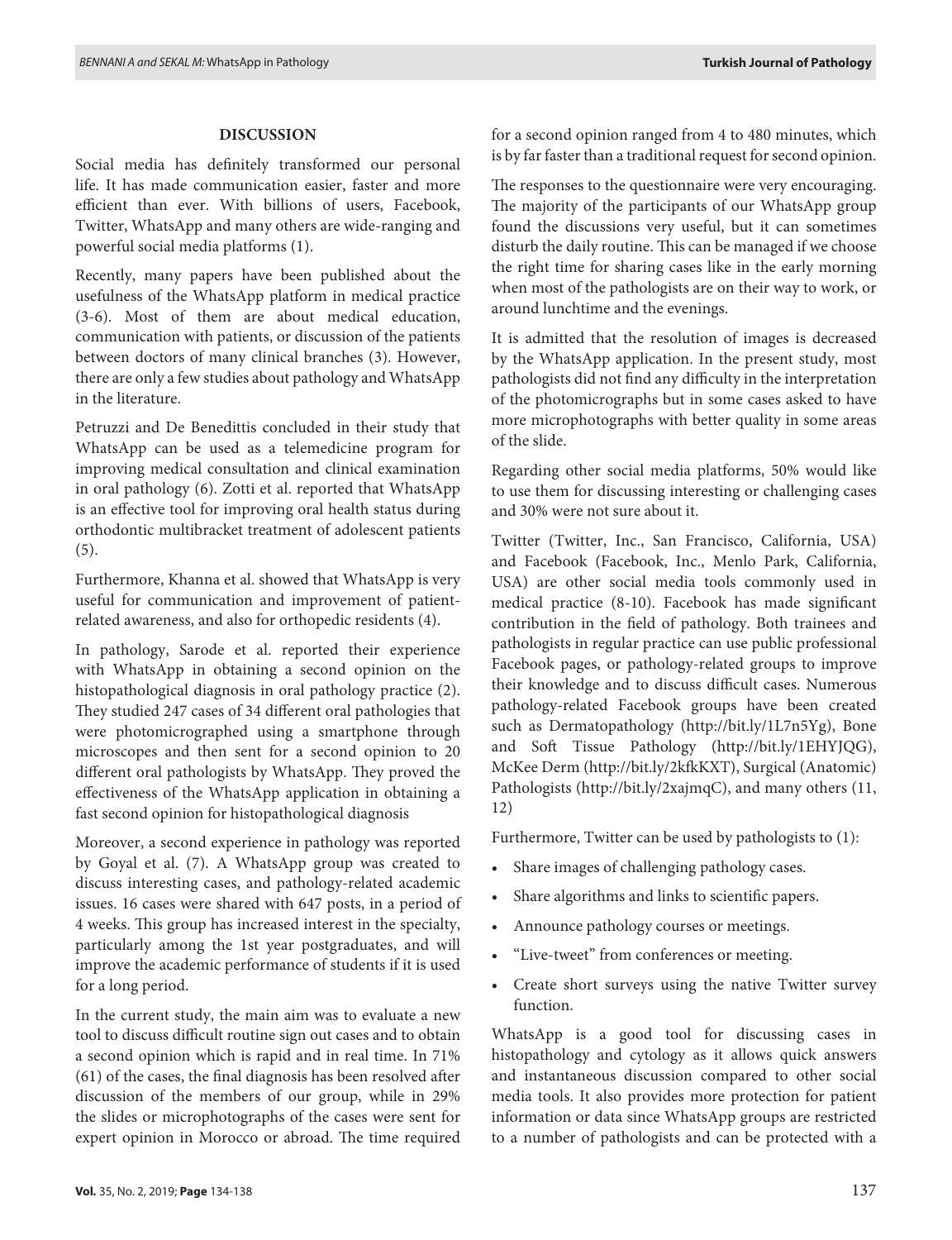## DISCUSSION

Social media has definitely transformed our personal life. It has made communication easier, faster and more efficient than ever. With billions of users, Facebook, Twitter, WhatsApp and many others are wide-ranging and powerful social media platforms (1).

Recently, many papers have been published about the usefulness of the WhatsApp platform in medical practice (3-6). Most of them are about medical education, communication with patients, or discussion of the patients between doctors of many clinical branches (3). However, there are only a few studies about pathology and WhatsApp in the literature.

Petruzzi and De Benedittis concluded in their study that WhatsApp can be used as a telemedicine program for improving medical consultation and clinical examination in oral pathology (6). Zotti et al. reported that WhatsApp is an effective tool for improving oral health status during orthodontic multibracket treatment of adolescent patients (5).

Furthermore, Khanna et al. showed that WhatsApp is very useful for communication and improvement of patient-related awareness, and also for orthopedic residents (4).

In pathology, Sarode et al. reported their experience with WhatsApp in obtaining a second opinion on the histopathological diagnosis in oral pathology practice (2). They studied 247 cases of 34 different oral pathologies that were photomicrographed using a smartphone through microscopes and then sent for a second opinion to 20 different oral pathologists by WhatsApp. They proved the effectiveness of the WhatsApp application in obtaining a fast second opinion for histopathological diagnosis

Moreover, a second experience in pathology was reported by Goyal et al. (7). A WhatsApp group was created to discuss interesting cases, and pathology-related academic issues. 16 cases were shared with 647 posts, in a period of 4 weeks. This group has increased interest in the specialty, particularly among the 1st year postgraduates, and will improve the academic performance of students if it is used for a long period.

In the current study, the main aim was to evaluate a new tool to discuss difficult routine sign out cases and to obtain a second opinion which is rapid and in real time. In 71% (61) of the cases, the final diagnosis has been resolved after discussion of the members of our group, while in 29% the slides or microphotographs of the cases were sent for expert opinion in Morocco or abroad. The time required for a second opinion ranged from 4 to 480 minutes, which is by far faster than a traditional request for second opinion.

The responses to the questionnaire were very encouraging. The majority of the participants of our WhatsApp group found the discussions very useful, but it can sometimes disturb the daily routine. This can be managed if we choose the right time for sharing cases like in the early morning when most of the pathologists are on their way to work, or around lunchtime and the evenings.

It is admitted that the resolution of images is decreased by the WhatsApp application. In the present study, most pathologists did not find any difficulty in the interpretation of the photomicrographs but in some cases asked to have more microphotographs with better quality in some areas of the slide.

Regarding other social media platforms, 50% would like to use them for discussing interesting or challenging cases and 30% were not sure about it.

Twitter (Twitter, Inc., San Francisco, California, USA) and Facebook (Facebook, Inc., Menlo Park, California, USA) are other social media tools commonly used in medical practice (8-10). Facebook has made significant contribution in the field of pathology. Both trainees and pathologists in regular practice can use public professional Facebook pages, or pathology-related groups to improve their knowledge and to discuss difficult cases. Numerous pathology-related Facebook groups have been created such as Dermatopathology (http://bit.ly/1L7n5Yg), Bone and Soft Tissue Pathology (http://bit.ly/1EHYJQG), McKee Derm (http://bit.ly/2kfkKXT), Surgical (Anatomic) Pathologists (http://bit.ly/2xajmqC), and many others (11, 12)

Furthermore, Twitter can be used by pathologists to (1):

- Share images of challenging pathology cases.
- Share algorithms and links to scientific papers.
- Announce pathology courses or meetings.
- "Live-tweet" from conferences or meeting.
- Create short surveys using the native Twitter survey function.

WhatsApp is a good tool for discussing cases in histopathology and cytology as it allows quick answers and instantaneous discussion compared to other social media tools. It also provides more protection for patient information or data since WhatsApp groups are restricted to a number of pathologists and can be protected with a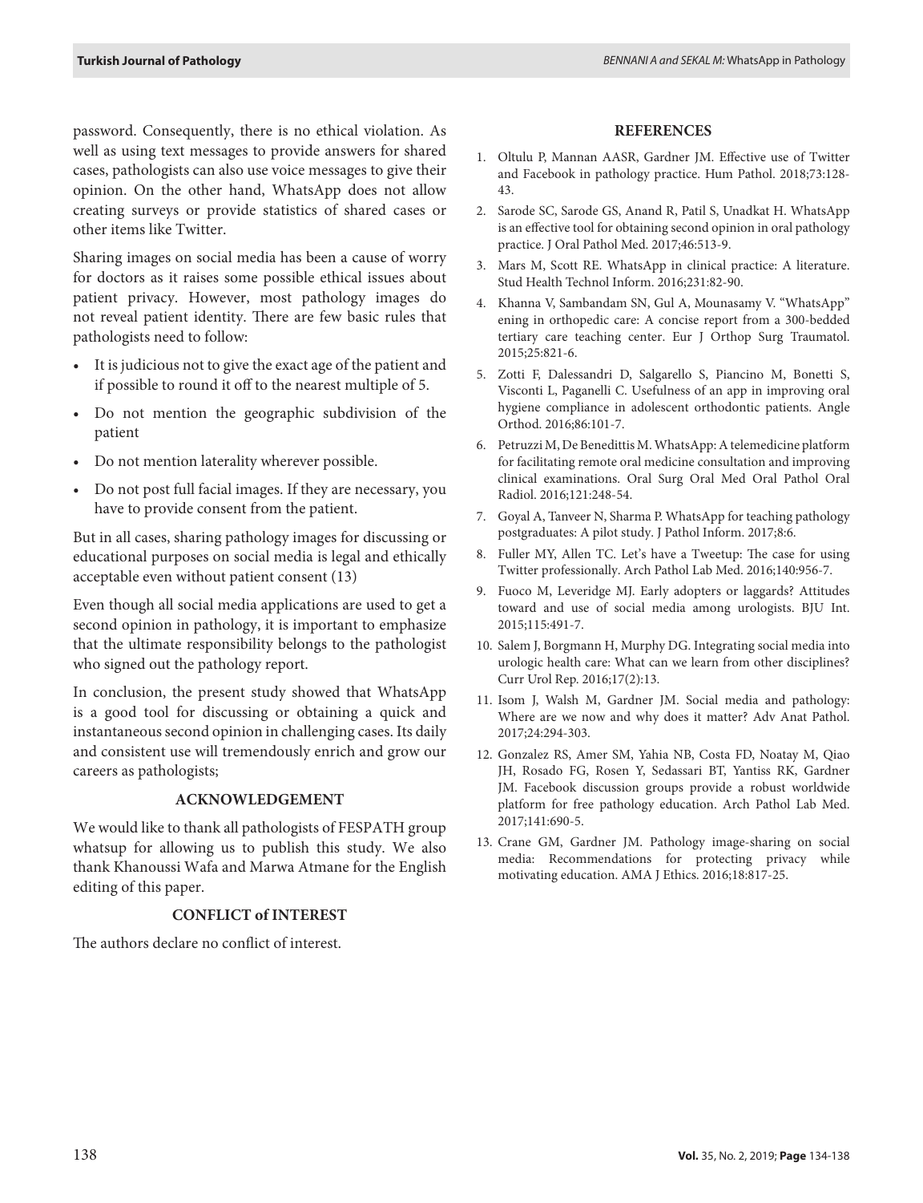password. Consequently, there is no ethical violation. As well as using text messages to provide answers for shared cases, pathologists can also use voice messages to give their opinion. On the other hand, WhatsApp does not allow creating surveys or provide statistics of shared cases or other items like Twitter.

Sharing images on social media has been a cause of worry for doctors as it raises some possible ethical issues about patient privacy. However, most pathology images do not reveal patient identity. There are few basic rules that pathologists need to follow:

- It is judicious not to give the exact age of the patient and if possible to round it off to the nearest multiple of 5.
- Do not mention the geographic subdivision of the patient
- Do not mention laterality wherever possible.
- Do not post full facial images. If they are necessary, you have to provide consent from the patient.

But in all cases, sharing pathology images for discussing or educational purposes on social media is legal and ethically acceptable even without patient consent (13)

Even though all social media applications are used to get a second opinion in pathology, it is important to emphasize that the ultimate responsibility belongs to the pathologist who signed out the pathology report.

In conclusion, the present study showed that WhatsApp is a good tool for discussing or obtaining a quick and instantaneous second opinion in challenging cases. Its daily and consistent use will tremendously enrich and grow our careers as pathologists;

## ACKNOWLEDGEMENT

We would like to thank all pathologists of FESPATH group whatsup for allowing us to publish this study. We also thank Khanoussi Wafa and Marwa Atmane for the English editing of this paper.

## CONFLICT of INTEREST

The authors declare no conflict of interest.

## REFERENCES

1. Oltulu P, Mannan AASR, Gardner JM. Effective use of Twitter and Facebook in pathology practice. Hum Pathol. 2018;73:128-43.
2. Sarode SC, Sarode GS, Anand R, Patil S, Unadkat H. WhatsApp is an effective tool for obtaining second opinion in oral pathology practice. J Oral Pathol Med. 2017;46:513-9.
3. Mars M, Scott RE. WhatsApp in clinical practice: A literature. Stud Health Technol Inform. 2016;231:82-90.
4. Khanna V, Sambandam SN, Gul A, Mounasamy V. "WhatsApp" ening in orthopedic care: A concise report from a 300-bedded tertiary care teaching center. Eur J Orthop Surg Traumatol. 2015;25:821-6.
5. Zotti F, Dalessandri D, Salgarello S, Piancino M, Bonetti S, Visconti L, Paganelli C. Usefulness of an app in improving oral hygiene compliance in adolescent orthodontic patients. Angle Orthod. 2016;86:101-7.
6. Petruzzi M, De Benedittis M. WhatsApp: A telemedicine platform for facilitating remote oral medicine consultation and improving clinical examinations. Oral Surg Oral Med Oral Pathol Oral Radiol. 2016;121:248-54.
7. Goyal A, Tanveer N, Sharma P. WhatsApp for teaching pathology postgraduates: A pilot study. J Pathol Inform. 2017;8:6.
8. Fuller MY, Allen TC. Let's have a Tweetup: The case for using Twitter professionally. Arch Pathol Lab Med. 2016;140:956-7.
9. Fuoco M, Leveridge MJ. Early adopters or laggards? Attitudes toward and use of social media among urologists. BJU Int. 2015;115:491-7.
10. Salem J, Borgmann H, Murphy DG. Integrating social media into urologic health care: What can we learn from other disciplines? Curr Urol Rep. 2016;17(2):13.
11. Isom J, Walsh M, Gardner JM. Social media and pathology: Where are we now and why does it matter? Adv Anat Pathol. 2017;24:294-303.
12. Gonzalez RS, Amer SM, Yahia NB, Costa FD, Noatay M, Qiao JH, Rosado FG, Rosen Y, Sedassari BT, Yantiss RK, Gardner JM. Facebook discussion groups provide a robust worldwide platform for free pathology education. Arch Pathol Lab Med. 2017;141:690-5.
13. Crane GM, Gardner JM. Pathology image-sharing on social media: Recommendations for protecting privacy while motivating education. AMA J Ethics. 2016;18:817-25.